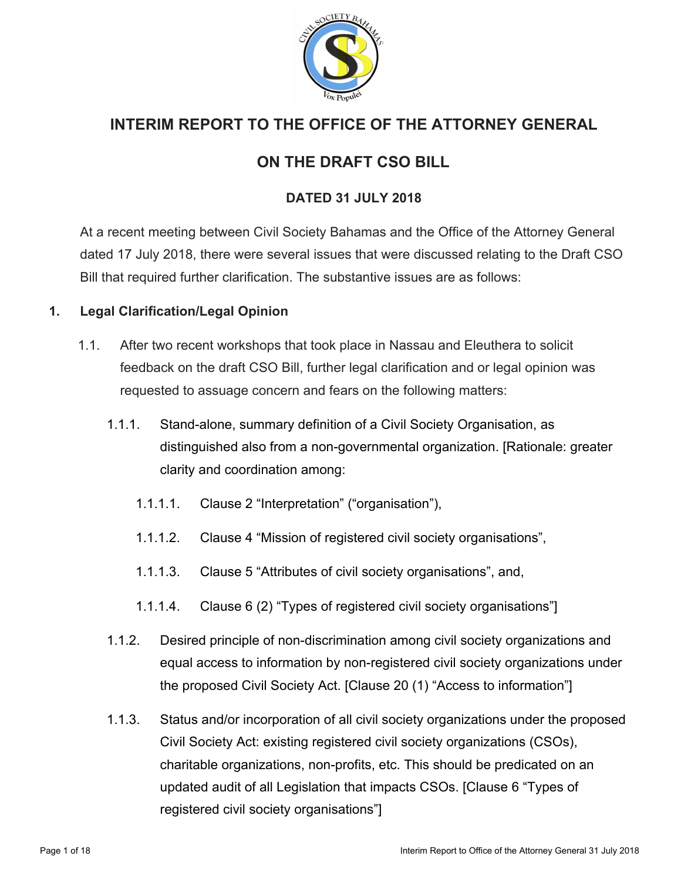# INTERIM REPORT TO THE OFFICE OF THE ATTORNEY GENERAL

## ON THE DRAFT CSO BILL

### DATED 31 JULY 2018

At a recent meeting between Civil Society Bahamas and the Office of the Attorney General dated 17 July 2018, there were several issues that were discussed relating to the Draft CSO Bill that required further clarification. The substantive issues are as follows:

**1. Legal Clarification/Legal Opinion**

1.1. After two recent workshops that took place in Nassau and Eleuthera to solicit feedback on the draft CSO Bill, further legal clarification and or legal opinion was requested to assuage concern and fears on the following matters:

1.1.1. Stand-alone, summary definition of a Civil Society Organisation, as distinguished also from a non-governmental organization. [Rationale: greater clarity and coordination among:

1.1.1.1. Clause 2 "Interpretation" ("organisation"),

1.1.1.2. Clause 4 "Mission of registered civil society organisations",

1.1.1.3. Clause 5 "Attributes of civil society organisations", and,

1.1.1.4. Clause 6 (2) "Types of registered civil society organisations"]

1.1.2. Desired principle of non-discrimination among civil society organizations and equal access to information by non-registered civil society organizations under the proposed Civil Society Act. [Clause 20 (1) "Access to information"]

1.1.3. Status and/or incorporation of all civil society organizations under the proposed Civil Society Act: existing registered civil society organizations (CSOs), charitable organizations, non-profits, etc. This should be predicated on an updated audit of all Legislation that impacts CSOs. [Clause 6 "Types of registered civil society organisations"]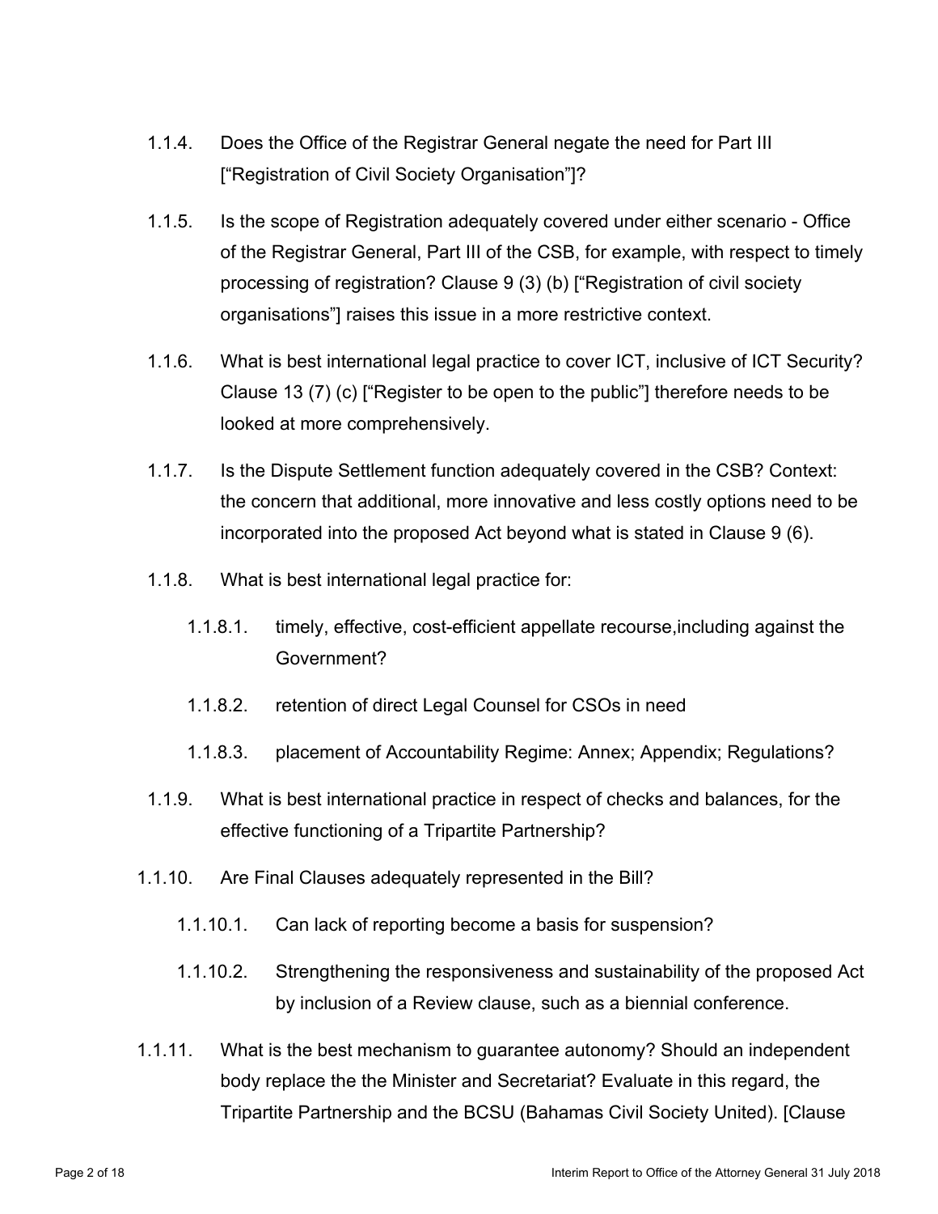1.1.4. Does the Office of the Registrar General negate the need for Part III ["Registration of Civil Society Organisation"]?

1.1.5. Is the scope of Registration adequately covered under either scenario - Office of the Registrar General, Part III of the CSB, for example, with respect to timely processing of registration? Clause 9 (3) (b) ["Registration of civil society organisations"] raises this issue in a more restrictive context.

1.1.6. What is best international legal practice to cover ICT, inclusive of ICT Security? Clause 13 (7) (c) ["Register to be open to the public"] therefore needs to be looked at more comprehensively.

1.1.7. Is the Dispute Settlement function adequately covered in the CSB? Context: the concern that additional, more innovative and less costly options need to be incorporated into the proposed Act beyond what is stated in Clause 9 (6).

1.1.8. What is best international legal practice for:

1.1.8.1. timely, effective, cost-efficient appellate recourse,including against the Government?

1.1.8.2. retention of direct Legal Counsel for CSOs in need

1.1.8.3. placement of Accountability Regime: Annex; Appendix; Regulations?

1.1.9. What is best international practice in respect of checks and balances, for the effective functioning of a Tripartite Partnership?

1.1.10. Are Final Clauses adequately represented in the Bill?

1.1.10.1. Can lack of reporting become a basis for suspension?

1.1.10.2. Strengthening the responsiveness and sustainability of the proposed Act by inclusion of a Review clause, such as a biennial conference.

1.1.11. What is the best mechanism to guarantee autonomy? Should an independent body replace the the Minister and Secretariat? Evaluate in this regard, the Tripartite Partnership and the BCSU (Bahamas Civil Society United). [Clause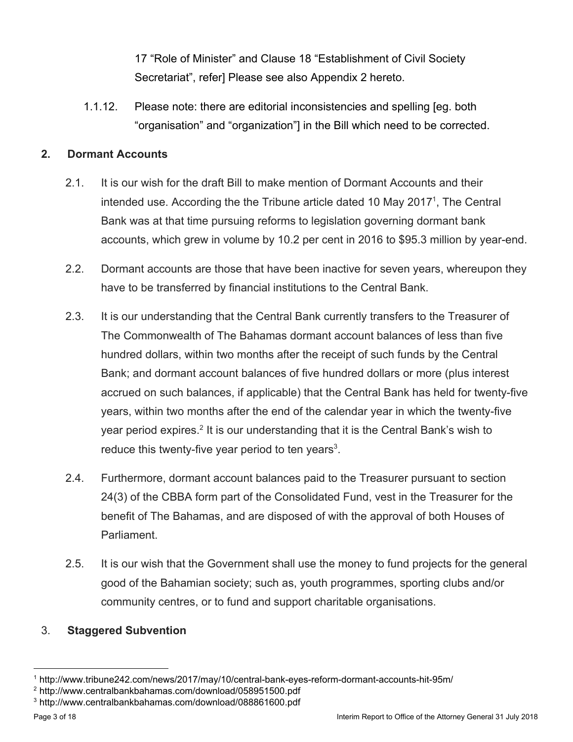17 “Role of Minister” and Clause 18 “Establishment of Civil Society Secretariat”, refer] Please see also Appendix 2 hereto.

1.1.12. Please note: there are editorial inconsistencies and spelling [eg. both “organisation” and “organization”] in the Bill which need to be corrected.

## 2. Dormant Accounts

2.1. It is our wish for the draft Bill to make mention of Dormant Accounts and their intended use. According the the Tribune article dated 10 May 2017[1], The Central Bank was at that time pursuing reforms to legislation governing dormant bank accounts, which grew in volume by 10.2 per cent in 2016 to $95.3 million by year-end.

2.2. Dormant accounts are those that have been inactive for seven years, whereupon they have to be transferred by financial institutions to the Central Bank.

2.3. It is our understanding that the Central Bank currently transfers to the Treasurer of The Commonwealth of The Bahamas dormant account balances of less than five hundred dollars, within two months after the receipt of such funds by the Central Bank; and dormant account balances of five hundred dollars or more (plus interest accrued on such balances, if applicable) that the Central Bank has held for twenty-five years, within two months after the end of the calendar year in which the twenty-five year period expires.[2] It is our understanding that it is the Central Bank’s wish to reduce this twenty-five year period to ten years[3].

2.4. Furthermore, dormant account balances paid to the Treasurer pursuant to section 24(3) of the CBBA form part of the Consolidated Fund, vest in the Treasurer for the benefit of The Bahamas, and are disposed of with the approval of both Houses of Parliament.

2.5. It is our wish that the Government shall use the money to fund projects for the general good of the Bahamian society; such as, youth programmes, sporting clubs and/or community centres, or to fund and support charitable organisations.

## 3. Staggered Subvention

---

[1] http://www.tribune242.com/news/2017/may/10/central-bank-eyes-reform-dormant-accounts-hit-95m/

[2] http://www.centralbankbahamas.com/download/058951500.pdf

[3] http://www.centralbankbahamas.com/download/088861600.pdf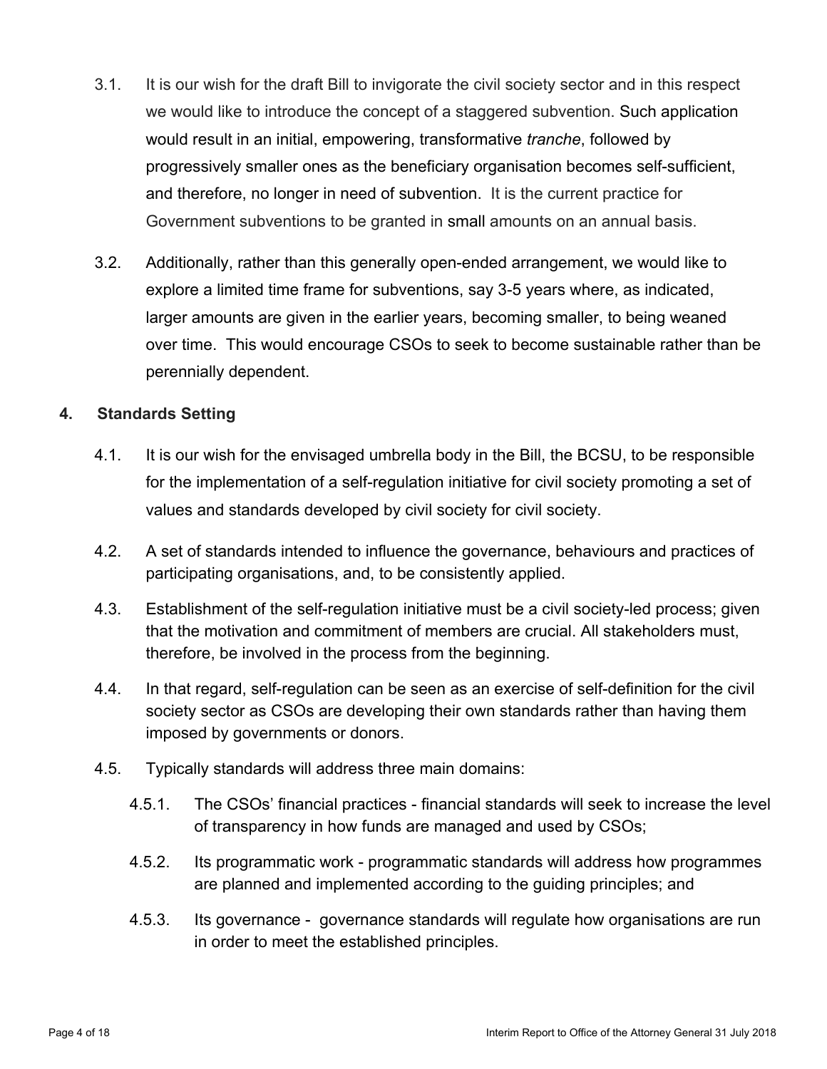3.1. It is our wish for the draft Bill to invigorate the civil society sector and in this respect we would like to introduce the concept of a staggered subvention. Such application would result in an initial, empowering, transformative *tranche*, followed by progressively smaller ones as the beneficiary organisation becomes self-sufficient, and therefore, no longer in need of subvention. It is the current practice for Government subventions to be granted in small amounts on an annual basis.

3.2. Additionally, rather than this generally open-ended arrangement, we would like to explore a limited time frame for subventions, say 3-5 years where, as indicated, larger amounts are given in the earlier years, becoming smaller, to being weaned over time. This would encourage CSOs to seek to become sustainable rather than be perennially dependent.

## 4. Standards Setting

4.1. It is our wish for the envisaged umbrella body in the Bill, the BCSU, to be responsible for the implementation of a self-regulation initiative for civil society promoting a set of values and standards developed by civil society for civil society.

4.2. A set of standards intended to influence the governance, behaviours and practices of participating organisations, and, to be consistently applied.

4.3. Establishment of the self-regulation initiative must be a civil society-led process; given that the motivation and commitment of members are crucial. All stakeholders must, therefore, be involved in the process from the beginning.

4.4. In that regard, self-regulation can be seen as an exercise of self-definition for the civil society sector as CSOs are developing their own standards rather than having them imposed by governments or donors.

4.5. Typically standards will address three main domains:

4.5.1. The CSOs' financial practices - financial standards will seek to increase the level of transparency in how funds are managed and used by CSOs;

4.5.2. Its programmatic work - programmatic standards will address how programmes are planned and implemented according to the guiding principles; and

4.5.3. Its governance - governance standards will regulate how organisations are run in order to meet the established principles.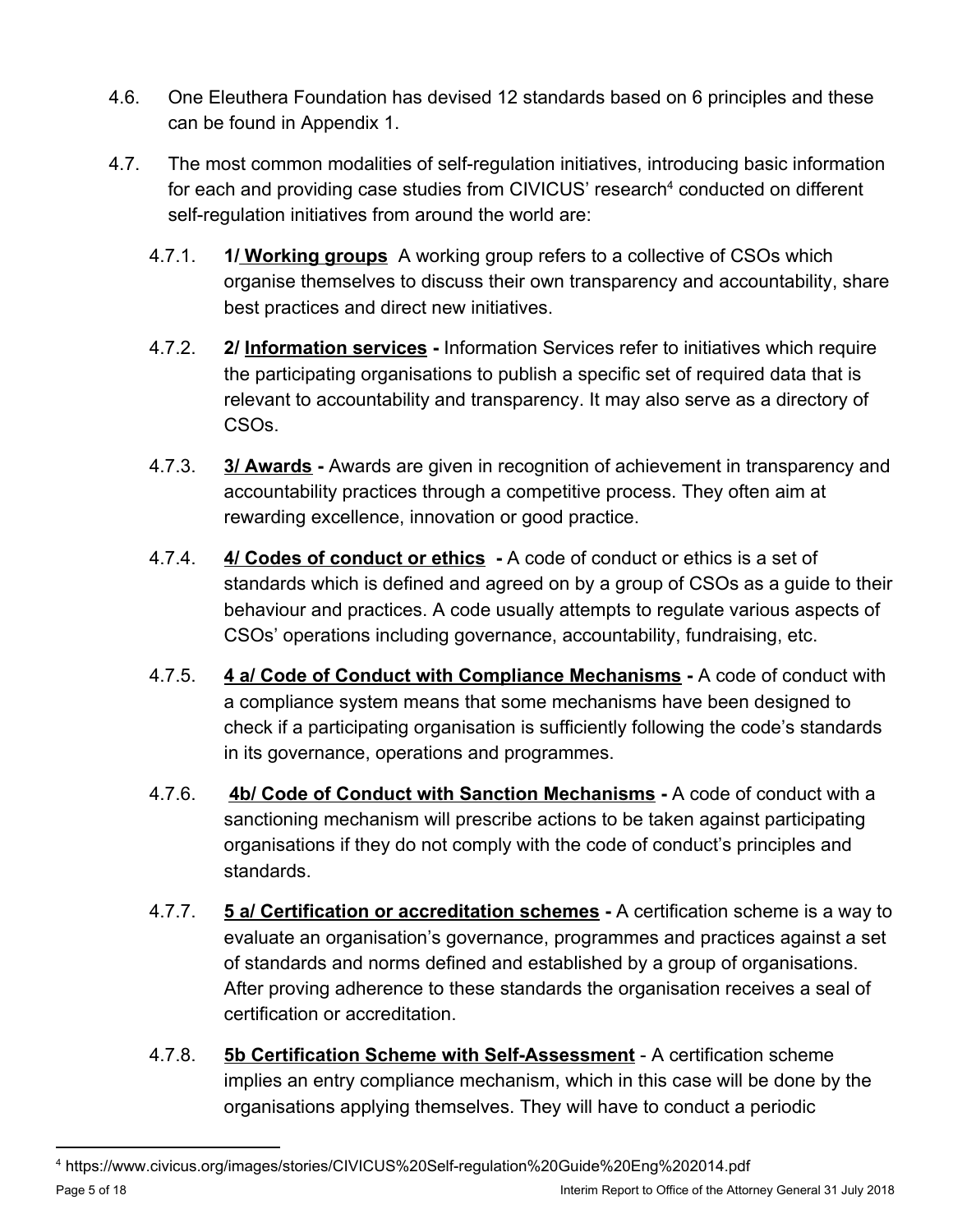4.6. One Eleuthera Foundation has devised 12 standards based on 6 principles and these can be found in Appendix 1.

4.7. The most common modalities of self-regulation initiatives, introducing basic information for each and providing case studies from CIVICUS' research[4] conducted on different self-regulation initiatives from around the world are:

4.7.1. **1/ Working groups** A working group refers to a collective of CSOs which organise themselves to discuss their own transparency and accountability, share best practices and direct new initiatives.

4.7.2. **2/ Information services -** Information Services refer to initiatives which require the participating organisations to publish a specific set of required data that is relevant to accountability and transparency. It may also serve as a directory of CSOs.

4.7.3. **3/ Awards -** Awards are given in recognition of achievement in transparency and accountability practices through a competitive process. They often aim at rewarding excellence, innovation or good practice.

4.7.4. **4/ Codes of conduct or ethics -** A code of conduct or ethics is a set of standards which is defined and agreed on by a group of CSOs as a guide to their behaviour and practices. A code usually attempts to regulate various aspects of CSOs' operations including governance, accountability, fundraising, etc.

4.7.5. **4 a/ Code of Conduct with Compliance Mechanisms -** A code of conduct with a compliance system means that some mechanisms have been designed to check if a participating organisation is sufficiently following the code's standards in its governance, operations and programmes.

4.7.6. **4b/ Code of Conduct with Sanction Mechanisms -** A code of conduct with a sanctioning mechanism will prescribe actions to be taken against participating organisations if they do not comply with the code of conduct's principles and standards.

4.7.7. **5 a/ Certification or accreditation schemes -** A certification scheme is a way to evaluate an organisation's governance, programmes and practices against a set of standards and norms defined and established by a group of organisations. After proving adherence to these standards the organisation receives a seal of certification or accreditation.

4.7.8. **5b Certification Scheme with Self-Assessment** - A certification scheme implies an entry compliance mechanism, which in this case will be done by the organisations applying themselves. They will have to conduct a periodic

[4] https://www.civicus.org/images/stories/CIVICUS%20Self-regulation%20Guide%20Eng%202014.pdf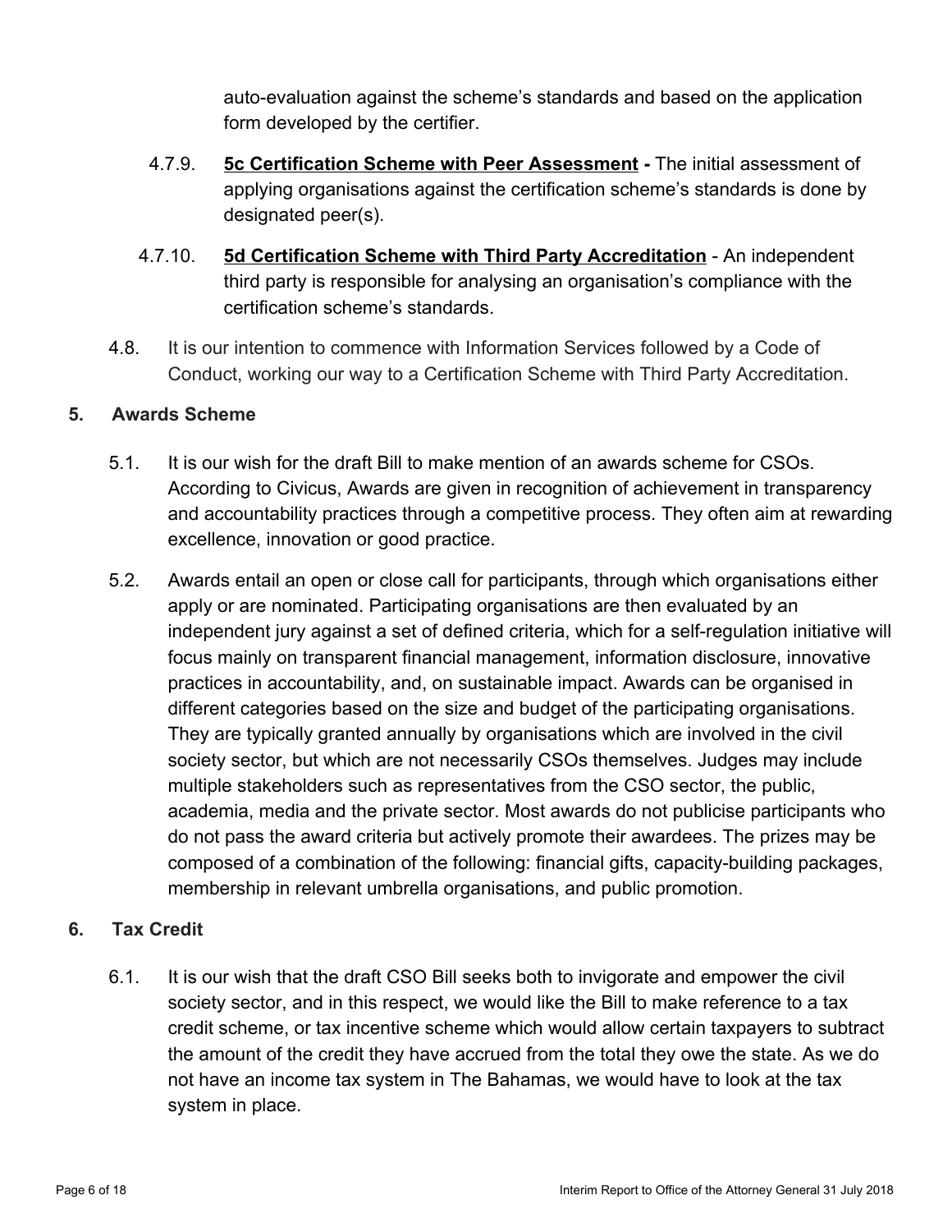auto-evaluation against the scheme's standards and based on the application form developed by the certifier.

4.7.9. **<u>5c Certification Scheme with Peer Assessment</u> -** The initial assessment of applying organisations against the certification scheme's standards is done by designated peer(s).

4.7.10. **<u>5d Certification Scheme with Third Party Accreditation</u>** - An independent third party is responsible for analysing an organisation's compliance with the certification scheme's standards.

4.8. It is our intention to commence with Information Services followed by a Code of Conduct, working our way to a Certification Scheme with Third Party Accreditation.

## 5. Awards Scheme

5.1. It is our wish for the draft Bill to make mention of an awards scheme for CSOs. According to Civicus, Awards are given in recognition of achievement in transparency and accountability practices through a competitive process. They often aim at rewarding excellence, innovation or good practice.

5.2. Awards entail an open or close call for participants, through which organisations either apply or are nominated. Participating organisations are then evaluated by an independent jury against a set of defined criteria, which for a self-regulation initiative will focus mainly on transparent financial management, information disclosure, innovative practices in accountability, and, on sustainable impact. Awards can be organised in different categories based on the size and budget of the participating organisations. They are typically granted annually by organisations which are involved in the civil society sector, but which are not necessarily CSOs themselves. Judges may include multiple stakeholders such as representatives from the CSO sector, the public, academia, media and the private sector. Most awards do not publicise participants who do not pass the award criteria but actively promote their awardees. The prizes may be composed of a combination of the following: financial gifts, capacity-building packages, membership in relevant umbrella organisations, and public promotion.

## 6. Tax Credit

6.1. It is our wish that the draft CSO Bill seeks both to invigorate and empower the civil society sector, and in this respect, we would like the Bill to make reference to a tax credit scheme, or tax incentive scheme which would allow certain taxpayers to subtract the amount of the credit they have accrued from the total they owe the state. As we do not have an income tax system in The Bahamas, we would have to look at the tax system in place.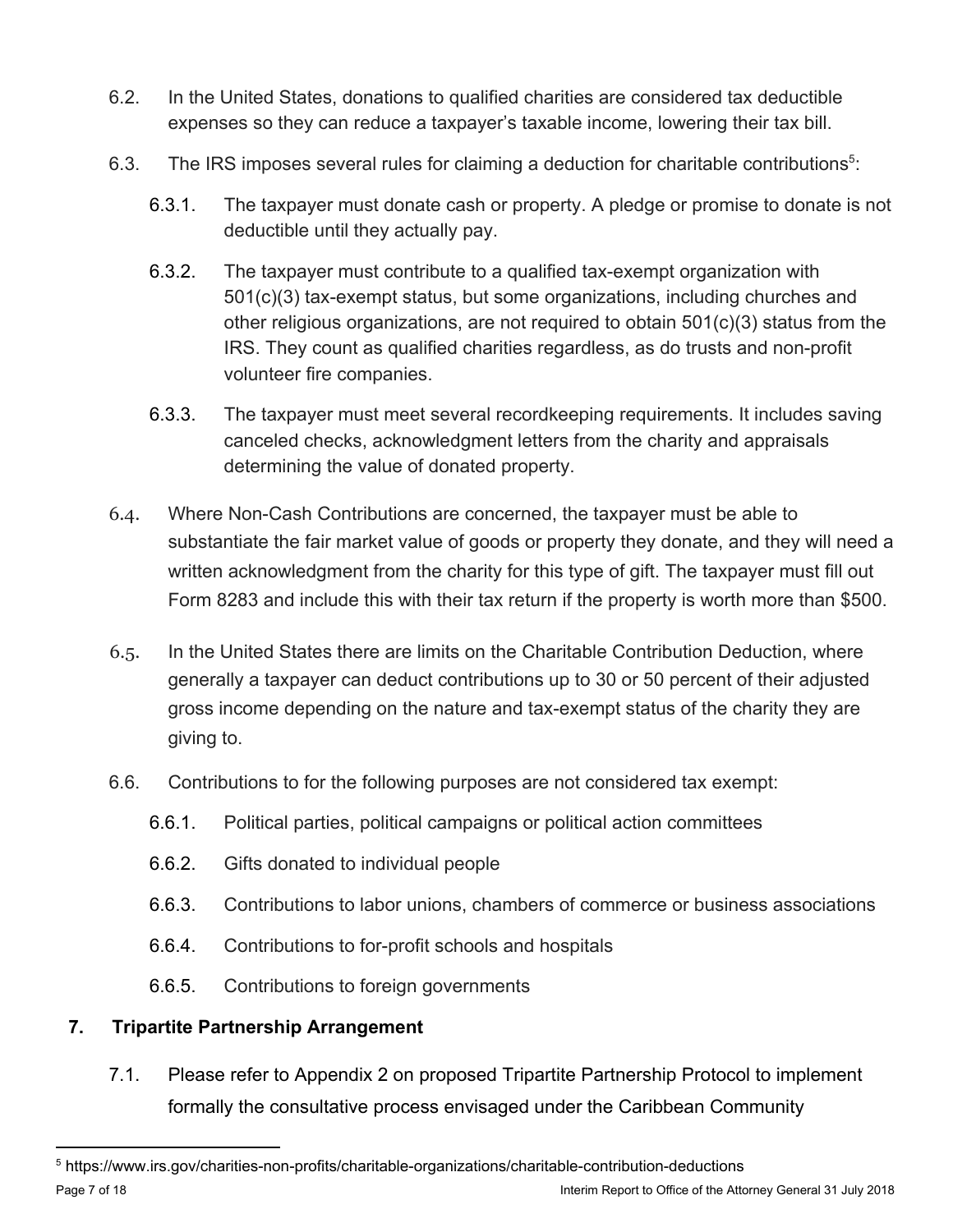6.2. In the United States, donations to qualified charities are considered tax deductible expenses so they can reduce a taxpayer's taxable income, lowering their tax bill.

6.3. The IRS imposes several rules for claiming a deduction for charitable contributions[5]:

6.3.1. The taxpayer must donate cash or property. A pledge or promise to donate is not deductible until they actually pay.

6.3.2. The taxpayer must contribute to a qualified tax-exempt organization with 501(c)(3) tax-exempt status, but some organizations, including churches and other religious organizations, are not required to obtain 501(c)(3) status from the IRS. They count as qualified charities regardless, as do trusts and non-profit volunteer fire companies.

6.3.3. The taxpayer must meet several recordkeeping requirements. It includes saving canceled checks, acknowledgment letters from the charity and appraisals determining the value of donated property.

6.4. Where Non-Cash Contributions are concerned, the taxpayer must be able to substantiate the fair market value of goods or property they donate, and they will need a written acknowledgment from the charity for this type of gift. The taxpayer must fill out Form 8283 and include this with their tax return if the property is worth more than $500.

6.5. In the United States there are limits on the Charitable Contribution Deduction, where generally a taxpayer can deduct contributions up to 30 or 50 percent of their adjusted gross income depending on the nature and tax-exempt status of the charity they are giving to.

6.6. Contributions to for the following purposes are not considered tax exempt:

6.6.1. Political parties, political campaigns or political action committees

6.6.2. Gifts donated to individual people

6.6.3. Contributions to labor unions, chambers of commerce or business associations

6.6.4. Contributions to for-profit schools and hospitals

6.6.5. Contributions to foreign governments

## 7. Tripartite Partnership Arrangement

7.1. Please refer to Appendix 2 on proposed Tripartite Partnership Protocol to implement formally the consultative process envisaged under the Caribbean Community

[5] https://www.irs.gov/charities-non-profits/charitable-organizations/charitable-contribution-deductions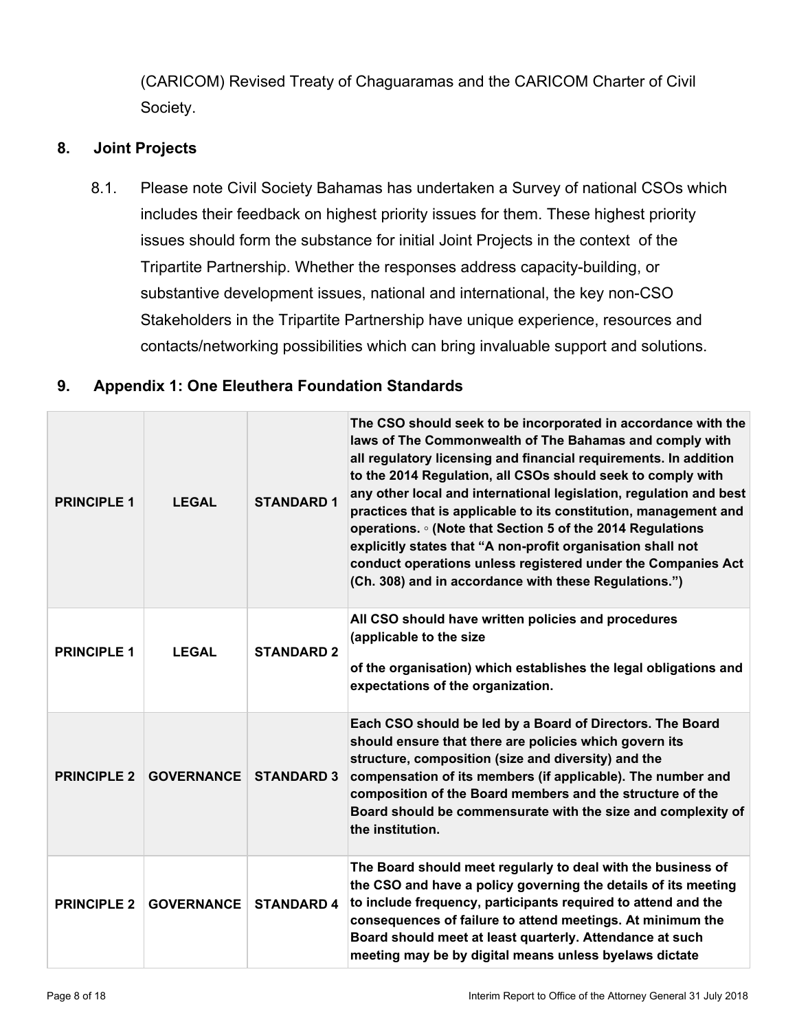(CARICOM) Revised Treaty of Chaguaramas and the CARICOM Charter of Civil Society.

## 8. Joint Projects

8.1. Please note Civil Society Bahamas has undertaken a Survey of national CSOs which includes their feedback on highest priority issues for them. These highest priority issues should form the substance for initial Joint Projects in the context of the Tripartite Partnership. Whether the responses address capacity-building, or substantive development issues, national and international, the key non-CSO Stakeholders in the Tripartite Partnership have unique experience, resources and contacts/networking possibilities which can bring invaluable support and solutions.

## 9. Appendix 1: One Eleuthera Foundation Standards

| | | | |
|---|---|---|---|
| **PRINCIPLE 1** | **LEGAL** | **STANDARD 1** | **The CSO should seek to be incorporated in accordance with the laws of The Commonwealth of The Bahamas and comply with all regulatory licensing and financial requirements. In addition to the 2014 Regulation, all CSOs should seek to comply with any other local and international legislation, regulation and best practices that is applicable to its constitution, management and operations. ◦ (Note that Section 5 of the 2014 Regulations explicitly states that "A non-profit organisation shall not conduct operations unless registered under the Companies Act (Ch. 308) and in accordance with these Regulations.")** |
| **PRINCIPLE 1** | **LEGAL** | **STANDARD 2** | **All CSO should have written policies and procedures (applicable to the size of the organisation) which establishes the legal obligations and expectations of the organization.** |
| **PRINCIPLE 2** | **GOVERNANCE** | **STANDARD 3** | **Each CSO should be led by a Board of Directors. The Board should ensure that there are policies which govern its structure, composition (size and diversity) and the compensation of its members (if applicable). The number and composition of the Board members and the structure of the Board should be commensurate with the size and complexity of the institution.** |
| **PRINCIPLE 2** | **GOVERNANCE** | **STANDARD 4** | **The Board should meet regularly to deal with the business of the CSO and have a policy governing the details of its meeting to include frequency, participants required to attend and the consequences of failure to attend meetings. At minimum the Board should meet at least quarterly. Attendance at such meeting may be by digital means unless byelaws dictate** |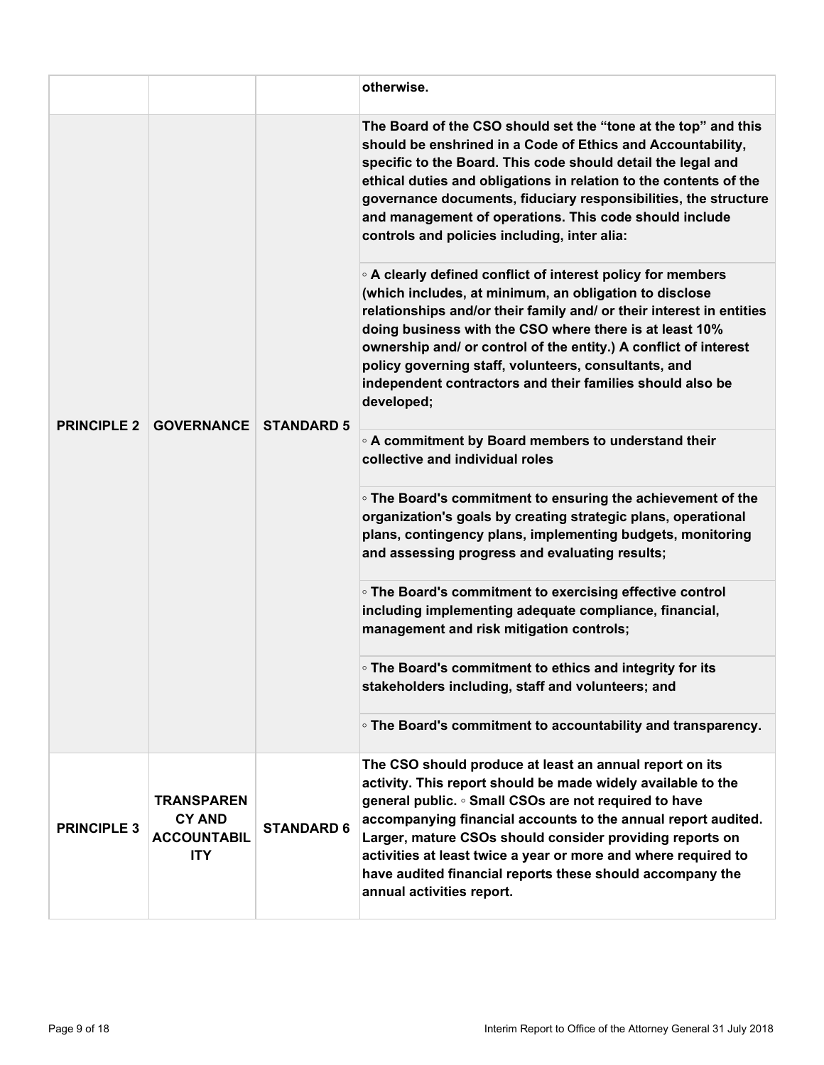| | | | |
|---|---|---|---|
| | | | **otherwise.** |
| **PRINCIPLE 2** | **GOVERNANCE** | **STANDARD 5** | **The Board of the CSO should set the "tone at the top" and this should be enshrined in a Code of Ethics and Accountability, specific to the Board. This code should detail the legal and ethical duties and obligations in relation to the contents of the governance documents, fiduciary responsibilities, the structure and management of operations. This code should include controls and policies including, inter alia:** |
| | | | **◦ A clearly defined conflict of interest policy for members (which includes, at minimum, an obligation to disclose relationships and/or their family and/ or their interest in entities doing business with the CSO where there is at least 10% ownership and/ or control of the entity.) A conflict of interest policy governing staff, volunteers, consultants, and independent contractors and their families should also be developed;** |
| | | | **◦ A commitment by Board members to understand their collective and individual roles** |
| | | | **◦ The Board's commitment to ensuring the achievement of the organization's goals by creating strategic plans, operational plans, contingency plans, implementing budgets, monitoring and assessing progress and evaluating results;** |
| | | | **◦ The Board's commitment to exercising effective control including implementing adequate compliance, financial, management and risk mitigation controls;** |
| | | | **◦ The Board's commitment to ethics and integrity for its stakeholders including, staff and volunteers; and** |
| | | | **◦ The Board's commitment to accountability and transparency.** |
| **PRINCIPLE 3** | **TRANSPARENCY AND ACCOUNTABILITY** | **STANDARD 6** | **The CSO should produce at least an annual report on its activity. This report should be made widely available to the general public. ◦ Small CSOs are not required to have accompanying financial accounts to the annual report audited. Larger, mature CSOs should consider providing reports on activities at least twice a year or more and where required to have audited financial reports these should accompany the annual activities report.** |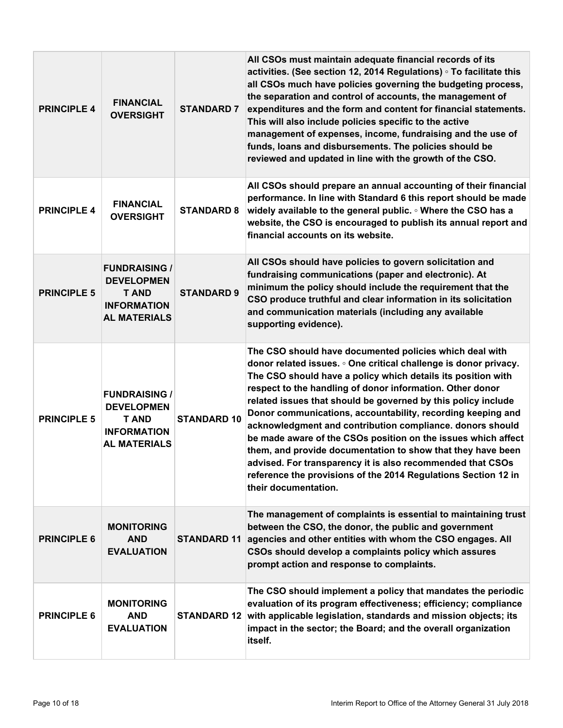| | | | |
|---|---|---|---|
| **PRINCIPLE 4** | **FINANCIAL OVERSIGHT** | **STANDARD 7** | **All CSOs must maintain adequate financial records of its activities. (See section 12, 2014 Regulations) ◦ To facilitate this all CSOs much have policies governing the budgeting process, the separation and control of accounts, the management of expenditures and the form and content for financial statements. This will also include policies specific to the active management of expenses, income, fundraising and the use of funds, loans and disbursements. The policies should be reviewed and updated in line with the growth of the CSO.** |
| **PRINCIPLE 4** | **FINANCIAL OVERSIGHT** | **STANDARD 8** | **All CSOs should prepare an annual accounting of their financial performance. In line with Standard 6 this report should be made widely available to the general public. ◦ Where the CSO has a website, the CSO is encouraged to publish its annual report and financial accounts on its website.** |
| **PRINCIPLE 5** | **FUNDRAISING / DEVELOPMENT AND INFORMATIONAL MATERIALS** | **STANDARD 9** | **All CSOs should have policies to govern solicitation and fundraising communications (paper and electronic). At minimum the policy should include the requirement that the CSO produce truthful and clear information in its solicitation and communication materials (including any available supporting evidence).** |
| **PRINCIPLE 5** | **FUNDRAISING / DEVELOPMENT AND INFORMATIONAL MATERIALS** | **STANDARD 10** | **The CSO should have documented policies which deal with donor related issues. ◦ One critical challenge is donor privacy. The CSO should have a policy which details its position with respect to the handling of donor information. Other donor related issues that should be governed by this policy include Donor communications, accountability, recording keeping and acknowledgment and contribution compliance. donors should be made aware of the CSOs position on the issues which affect them, and provide documentation to show that they have been advised. For transparency it is also recommended that CSOs reference the provisions of the 2014 Regulations Section 12 in their documentation.** |
| **PRINCIPLE 6** | **MONITORING AND EVALUATION** | **STANDARD 11** | **The management of complaints is essential to maintaining trust between the CSO, the donor, the public and government agencies and other entities with whom the CSO engages. All CSOs should develop a complaints policy which assures prompt action and response to complaints.** |
| **PRINCIPLE 6** | **MONITORING AND EVALUATION** | **STANDARD 12** | **The CSO should implement a policy that mandates the periodic evaluation of its program effectiveness; efficiency; compliance with applicable legislation, standards and mission objects; its impact in the sector; the Board; and the overall organization itself.** |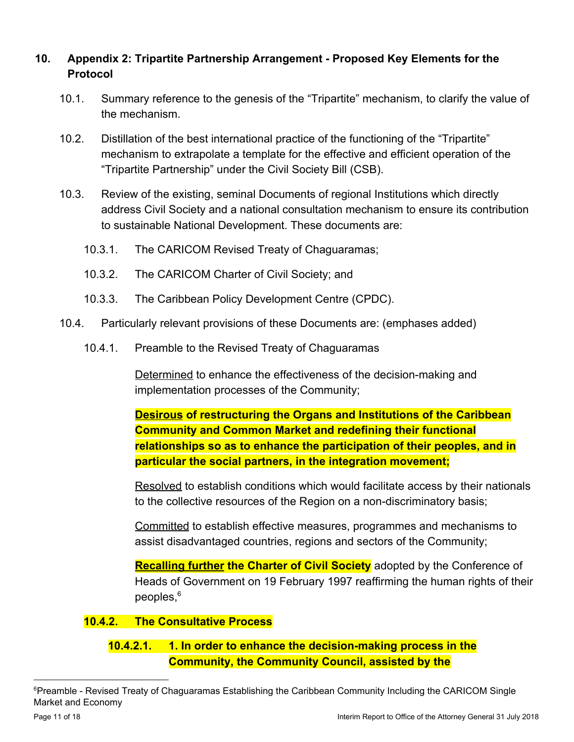## 10. Appendix 2: Tripartite Partnership Arrangement - Proposed Key Elements for the Protocol

10.1. Summary reference to the genesis of the "Tripartite" mechanism, to clarify the value of the mechanism.

10.2. Distillation of the best international practice of the functioning of the "Tripartite" mechanism to extrapolate a template for the effective and efficient operation of the "Tripartite Partnership" under the Civil Society Bill (CSB).

10.3. Review of the existing, seminal Documents of regional Institutions which directly address Civil Society and a national consultation mechanism to ensure its contribution to sustainable National Development. These documents are:

10.3.1. The CARICOM Revised Treaty of Chaguaramas;

10.3.2. The CARICOM Charter of Civil Society; and

10.3.3. The Caribbean Policy Development Centre (CPDC).

10.4. Particularly relevant provisions of these Documents are: (emphases added)

10.4.1. Preamble to the Revised Treaty of Chaguaramas

<u>Determined</u> to enhance the effectiveness of the decision-making and implementation processes of the Community;

**<u>Desirous</u> of restructuring the Organs and Institutions of the Caribbean Community and Common Market and redefining their functional relationships so as to enhance the participation of their peoples, and in particular the social partners, in the integration movement;**

<u>Resolved</u> to establish conditions which would facilitate access by their nationals to the collective resources of the Region on a non-discriminatory basis;

<u>Committed</u> to establish effective measures, programmes and mechanisms to assist disadvantaged countries, regions and sectors of the Community;

**<u>Recalling further</u> the Charter of Civil Society** adopted by the Conference of Heads of Government on 19 February 1997 reaffirming the human rights of their peoples,[6]

**10.4.2. The Consultative Process**

**10.4.2.1. 1. In order to enhance the decision-making process in the Community, the Community Council, assisted by the**

[6]Preamble - Revised Treaty of Chaguaramas Establishing the Caribbean Community Including the CARICOM Single Market and Economy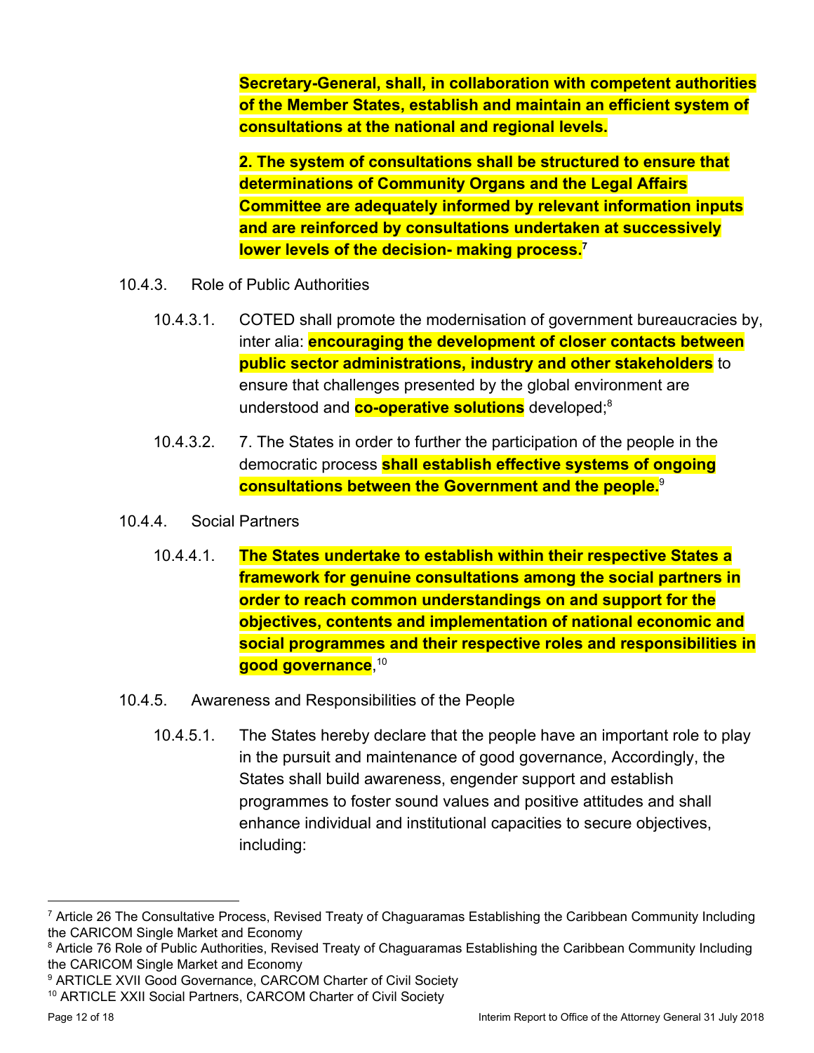**Secretary-General, shall, in collaboration with competent authorities of the Member States, establish and maintain an efficient system of consultations at the national and regional levels.**

**2. The system of consultations shall be structured to ensure that determinations of Community Organs and the Legal Affairs Committee are adequately informed by relevant information inputs and are reinforced by consultations undertaken at successively lower levels of the decision- making process.**[7]

10.4.3. Role of Public Authorities

10.4.3.1. COTED shall promote the modernisation of government bureaucracies by, inter alia: **encouraging the development of closer contacts between public sector administrations, industry and other stakeholders** to ensure that challenges presented by the global environment are understood and **co-operative solutions** developed;[8]

10.4.3.2. 7. The States in order to further the participation of the people in the democratic process **shall establish effective systems of ongoing consultations between the Government and the people.**[9]

10.4.4. Social Partners

10.4.4.1. **The States undertake to establish within their respective States a framework for genuine consultations among the social partners in order to reach common understandings on and support for the objectives, contents and implementation of national economic and social programmes and their respective roles and responsibilities in good governance**,[10]

10.4.5. Awareness and Responsibilities of the People

10.4.5.1. The States hereby declare that the people have an important role to play in the pursuit and maintenance of good governance, Accordingly, the States shall build awareness, engender support and establish programmes to foster sound values and positive attitudes and shall enhance individual and institutional capacities to secure objectives, including:

---

[7] Article 26 The Consultative Process, Revised Treaty of Chaguaramas Establishing the Caribbean Community Including the CARICOM Single Market and Economy

[8] Article 76 Role of Public Authorities, Revised Treaty of Chaguaramas Establishing the Caribbean Community Including the CARICOM Single Market and Economy

[9] ARTICLE XVII Good Governance, CARCOM Charter of Civil Society

[10] ARTICLE XXII Social Partners, CARCOM Charter of Civil Society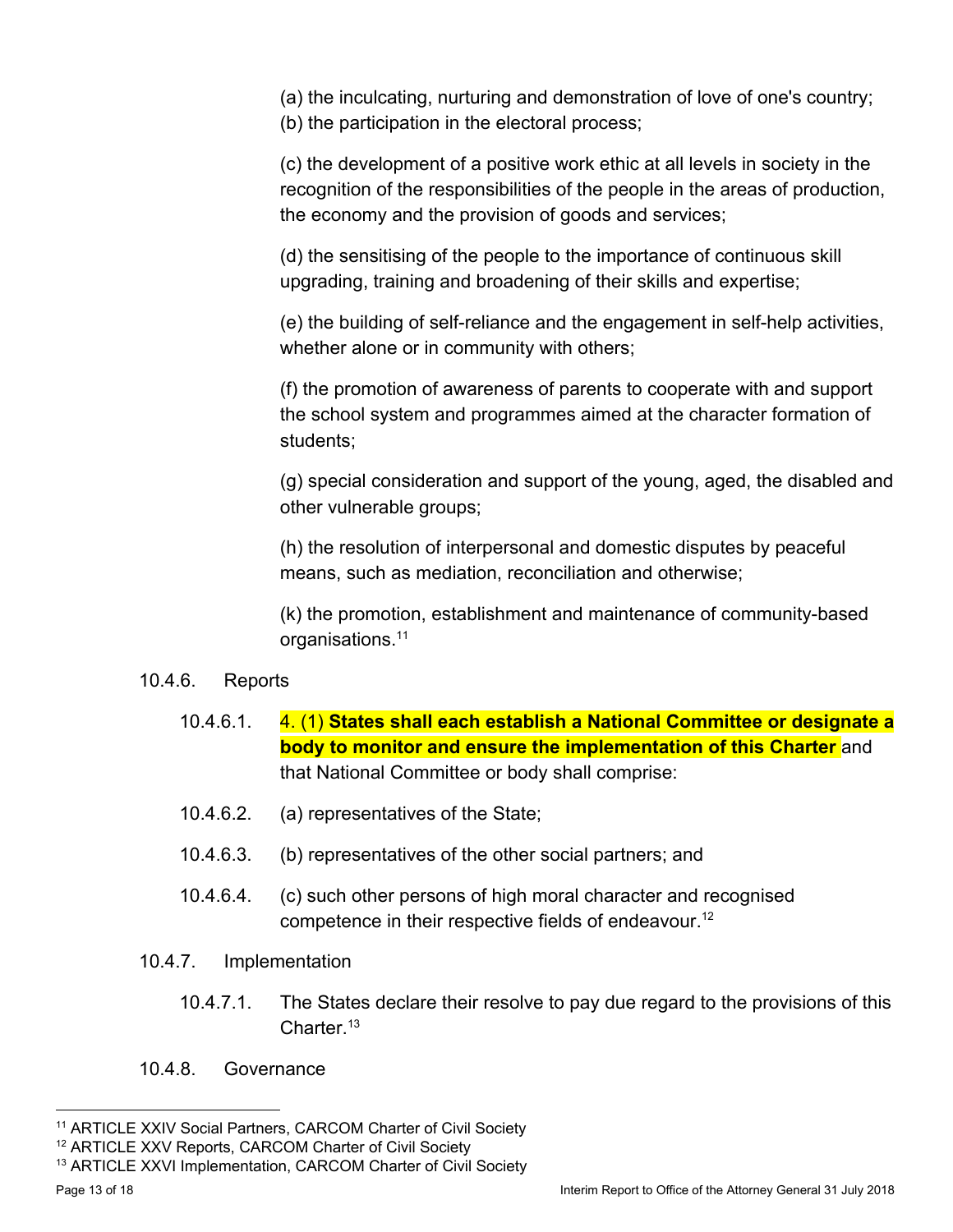(a) the inculcating, nurturing and demonstration of love of one's country;

(b) the participation in the electoral process;

(c) the development of a positive work ethic at all levels in society in the recognition of the responsibilities of the people in the areas of production, the economy and the provision of goods and services;

(d) the sensitising of the people to the importance of continuous skill upgrading, training and broadening of their skills and expertise;

(e) the building of self-reliance and the engagement in self-help activities, whether alone or in community with others;

(f) the promotion of awareness of parents to cooperate with and support the school system and programmes aimed at the character formation of students;

(g) special consideration and support of the young, aged, the disabled and other vulnerable groups;

(h) the resolution of interpersonal and domestic disputes by peaceful means, such as mediation, reconciliation and otherwise;

(k) the promotion, establishment and maintenance of community-based organisations.[11]

10.4.6. Reports

10.4.6.1. 4. (1) **States shall each establish a National Committee or designate a body to monitor and ensure the implementation of this Charter** and that National Committee or body shall comprise:

10.4.6.2. (a) representatives of the State;

10.4.6.3. (b) representatives of the other social partners; and

10.4.6.4. (c) such other persons of high moral character and recognised competence in their respective fields of endeavour.[12]

10.4.7. Implementation

10.4.7.1. The States declare their resolve to pay due regard to the provisions of this Charter.[13]

10.4.8. Governance

---

[11] ARTICLE XXIV Social Partners, CARCOM Charter of Civil Society

[12] ARTICLE XXV Reports, CARCOM Charter of Civil Society

[13] ARTICLE XXVI Implementation, CARCOM Charter of Civil Society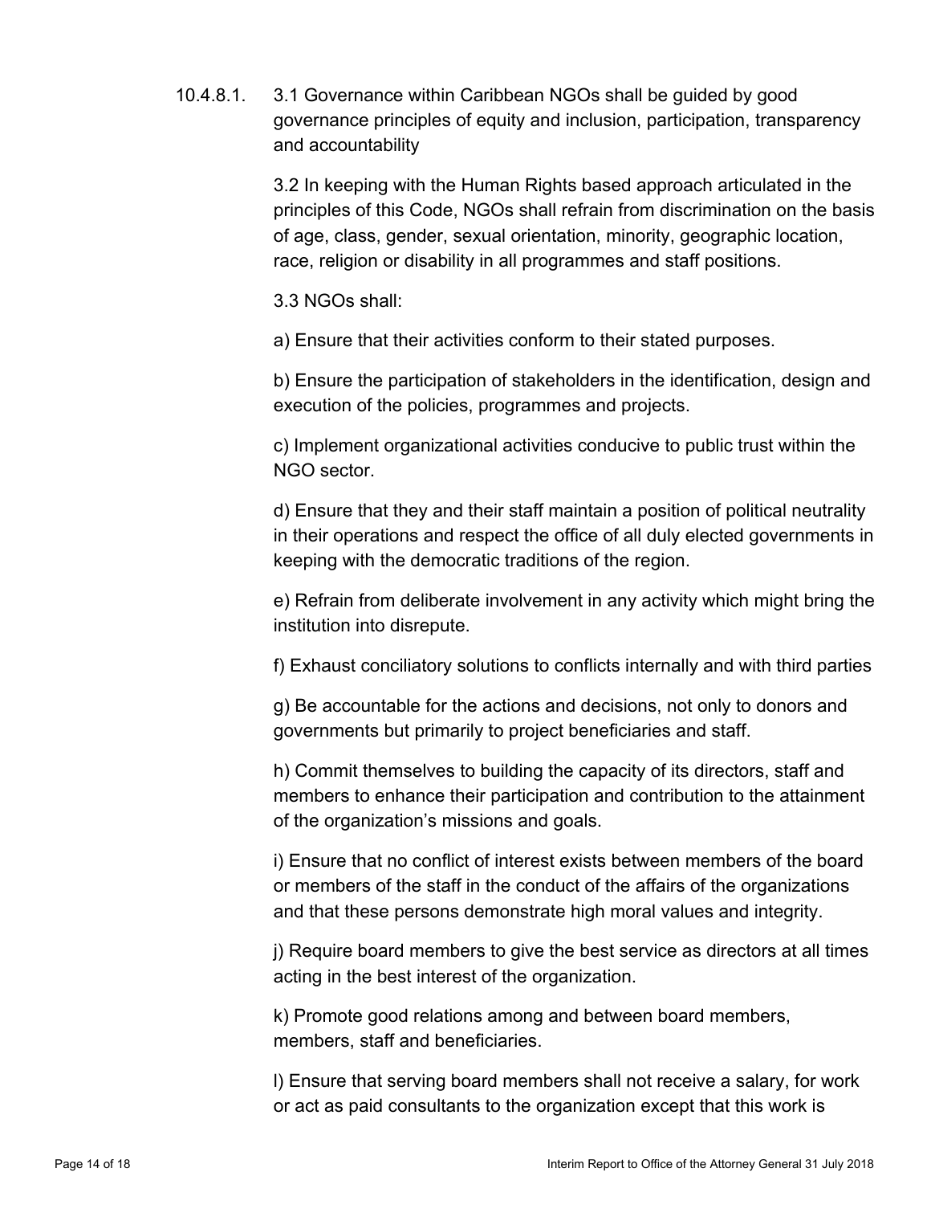10.4.8.1. 3.1 Governance within Caribbean NGOs shall be guided by good governance principles of equity and inclusion, participation, transparency and accountability

3.2 In keeping with the Human Rights based approach articulated in the principles of this Code, NGOs shall refrain from discrimination on the basis of age, class, gender, sexual orientation, minority, geographic location, race, religion or disability in all programmes and staff positions.

3.3 NGOs shall:

a) Ensure that their activities conform to their stated purposes.

b) Ensure the participation of stakeholders in the identification, design and execution of the policies, programmes and projects.

c) Implement organizational activities conducive to public trust within the NGO sector.

d) Ensure that they and their staff maintain a position of political neutrality in their operations and respect the office of all duly elected governments in keeping with the democratic traditions of the region.

e) Refrain from deliberate involvement in any activity which might bring the institution into disrepute.

f) Exhaust conciliatory solutions to conflicts internally and with third parties

g) Be accountable for the actions and decisions, not only to donors and governments but primarily to project beneficiaries and staff.

h) Commit themselves to building the capacity of its directors, staff and members to enhance their participation and contribution to the attainment of the organization's missions and goals.

i) Ensure that no conflict of interest exists between members of the board or members of the staff in the conduct of the affairs of the organizations and that these persons demonstrate high moral values and integrity.

j) Require board members to give the best service as directors at all times acting in the best interest of the organization.

k) Promote good relations among and between board members, members, staff and beneficiaries.

l) Ensure that serving board members shall not receive a salary, for work or act as paid consultants to the organization except that this work is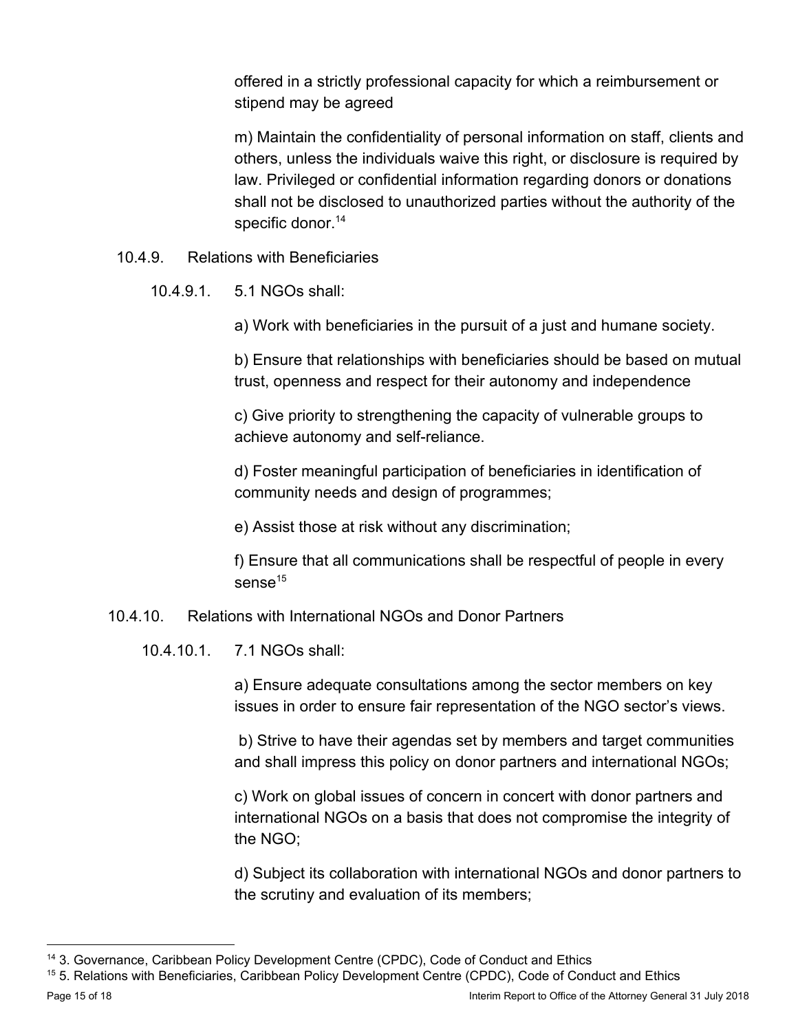offered in a strictly professional capacity for which a reimbursement or stipend may be agreed

m) Maintain the confidentiality of personal information on staff, clients and others, unless the individuals waive this right, or disclosure is required by law. Privileged or confidential information regarding donors or donations shall not be disclosed to unauthorized parties without the authority of the specific donor.[14]

10.4.9. Relations with Beneficiaries

10.4.9.1. 5.1 NGOs shall:

a) Work with beneficiaries in the pursuit of a just and humane society.

b) Ensure that relationships with beneficiaries should be based on mutual trust, openness and respect for their autonomy and independence

c) Give priority to strengthening the capacity of vulnerable groups to achieve autonomy and self-reliance.

d) Foster meaningful participation of beneficiaries in identification of community needs and design of programmes;

e) Assist those at risk without any discrimination;

f) Ensure that all communications shall be respectful of people in every sense[15]

10.4.10. Relations with International NGOs and Donor Partners

10.4.10.1. 7.1 NGOs shall:

a) Ensure adequate consultations among the sector members on key issues in order to ensure fair representation of the NGO sector's views.

b) Strive to have their agendas set by members and target communities and shall impress this policy on donor partners and international NGOs;

c) Work on global issues of concern in concert with donor partners and international NGOs on a basis that does not compromise the integrity of the NGO;

d) Subject its collaboration with international NGOs and donor partners to the scrutiny and evaluation of its members;

---

[14] 3. Governance, Caribbean Policy Development Centre (CPDC), Code of Conduct and Ethics

[15] 5. Relations with Beneficiaries, Caribbean Policy Development Centre (CPDC), Code of Conduct and Ethics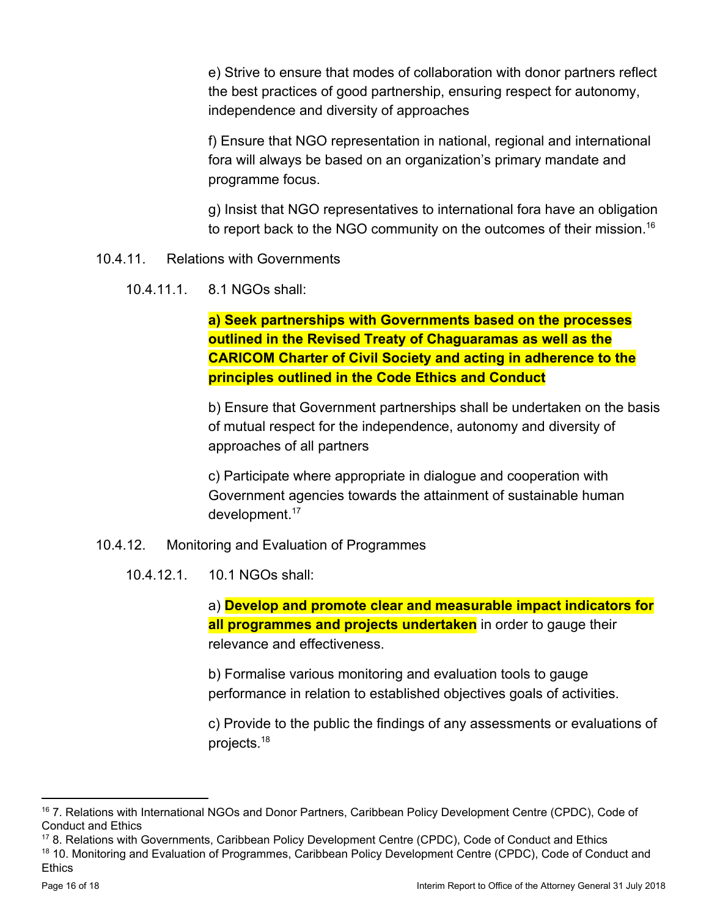e) Strive to ensure that modes of collaboration with donor partners reflect the best practices of good partnership, ensuring respect for autonomy, independence and diversity of approaches

f) Ensure that NGO representation in national, regional and international fora will always be based on an organization's primary mandate and programme focus.

g) Insist that NGO representatives to international fora have an obligation to report back to the NGO community on the outcomes of their mission.[16]

10.4.11. Relations with Governments

10.4.11.1. 8.1 NGOs shall:

**a) Seek partnerships with Governments based on the processes outlined in the Revised Treaty of Chaguaramas as well as the CARICOM Charter of Civil Society and acting in adherence to the principles outlined in the Code Ethics and Conduct**

b) Ensure that Government partnerships shall be undertaken on the basis of mutual respect for the independence, autonomy and diversity of approaches of all partners

c) Participate where appropriate in dialogue and cooperation with Government agencies towards the attainment of sustainable human development.[17]

10.4.12. Monitoring and Evaluation of Programmes

10.4.12.1. 10.1 NGOs shall:

a) **Develop and promote clear and measurable impact indicators for all programmes and projects undertaken** in order to gauge their relevance and effectiveness.

b) Formalise various monitoring and evaluation tools to gauge performance in relation to established objectives goals of activities.

c) Provide to the public the findings of any assessments or evaluations of projects.[18]

---

[16] 7. Relations with International NGOs and Donor Partners, Caribbean Policy Development Centre (CPDC), Code of Conduct and Ethics

[17] 8. Relations with Governments, Caribbean Policy Development Centre (CPDC), Code of Conduct and Ethics

[18] 10. Monitoring and Evaluation of Programmes, Caribbean Policy Development Centre (CPDC), Code of Conduct and Ethics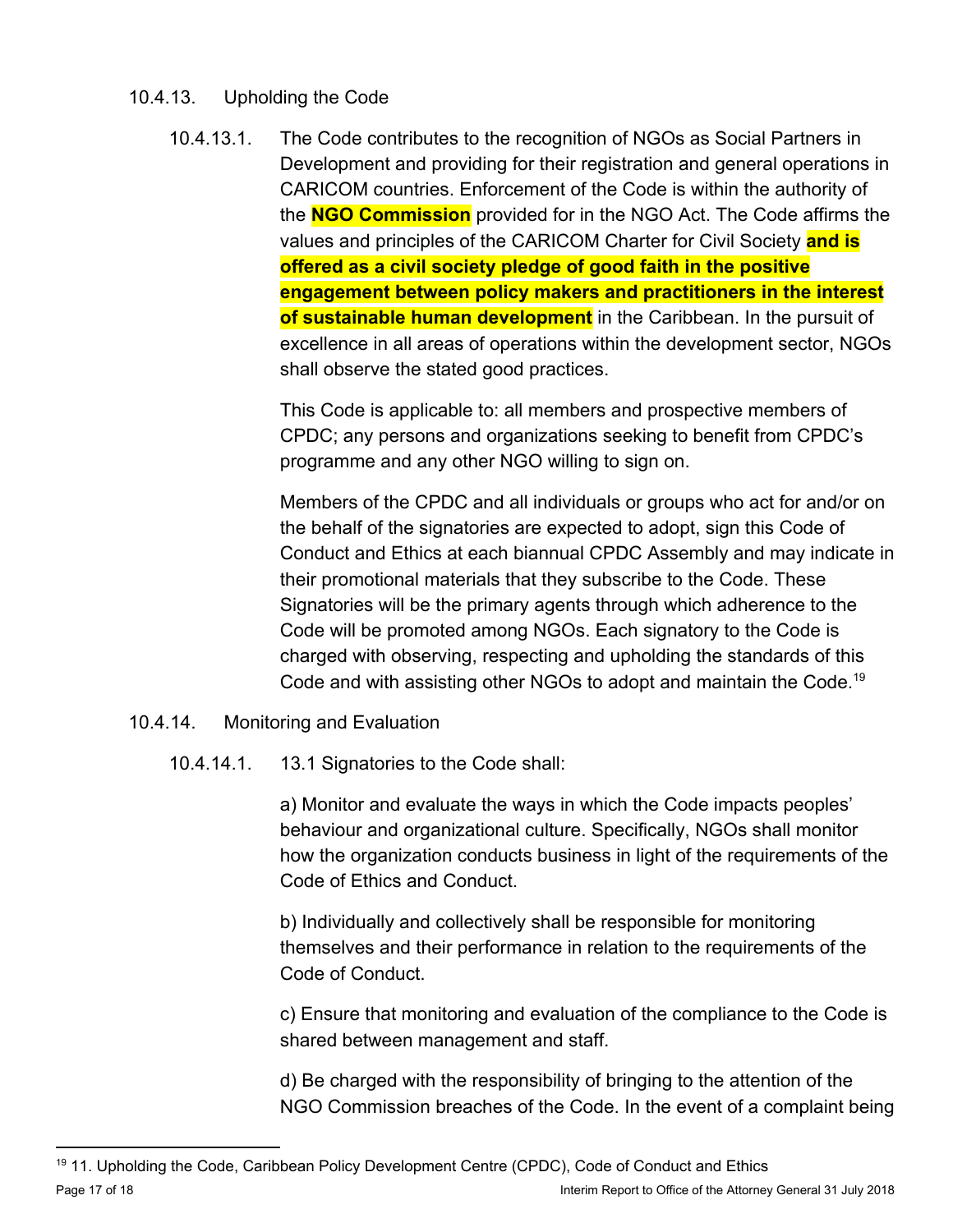### 10.4.13. Upholding the Code

10.4.13.1. The Code contributes to the recognition of NGOs as Social Partners in Development and providing for their registration and general operations in CARICOM countries. Enforcement of the Code is within the authority of the **NGO Commission** provided for in the NGO Act. The Code affirms the values and principles of the CARICOM Charter for Civil Society **and is offered as a civil society pledge of good faith in the positive engagement between policy makers and practitioners in the interest of sustainable human development** in the Caribbean. In the pursuit of excellence in all areas of operations within the development sector, NGOs shall observe the stated good practices.

This Code is applicable to: all members and prospective members of CPDC; any persons and organizations seeking to benefit from CPDC's programme and any other NGO willing to sign on.

Members of the CPDC and all individuals or groups who act for and/or on the behalf of the signatories are expected to adopt, sign this Code of Conduct and Ethics at each biannual CPDC Assembly and may indicate in their promotional materials that they subscribe to the Code. These Signatories will be the primary agents through which adherence to the Code will be promoted among NGOs. Each signatory to the Code is charged with observing, respecting and upholding the standards of this Code and with assisting other NGOs to adopt and maintain the Code.[19]

### 10.4.14. Monitoring and Evaluation

10.4.14.1. 13.1 Signatories to the Code shall:

a) Monitor and evaluate the ways in which the Code impacts peoples' behaviour and organizational culture. Specifically, NGOs shall monitor how the organization conducts business in light of the requirements of the Code of Ethics and Conduct.

b) Individually and collectively shall be responsible for monitoring themselves and their performance in relation to the requirements of the Code of Conduct.

c) Ensure that monitoring and evaluation of the compliance to the Code is shared between management and staff.

d) Be charged with the responsibility of bringing to the attention of the NGO Commission breaches of the Code. In the event of a complaint being

[19] 11. Upholding the Code, Caribbean Policy Development Centre (CPDC), Code of Conduct and Ethics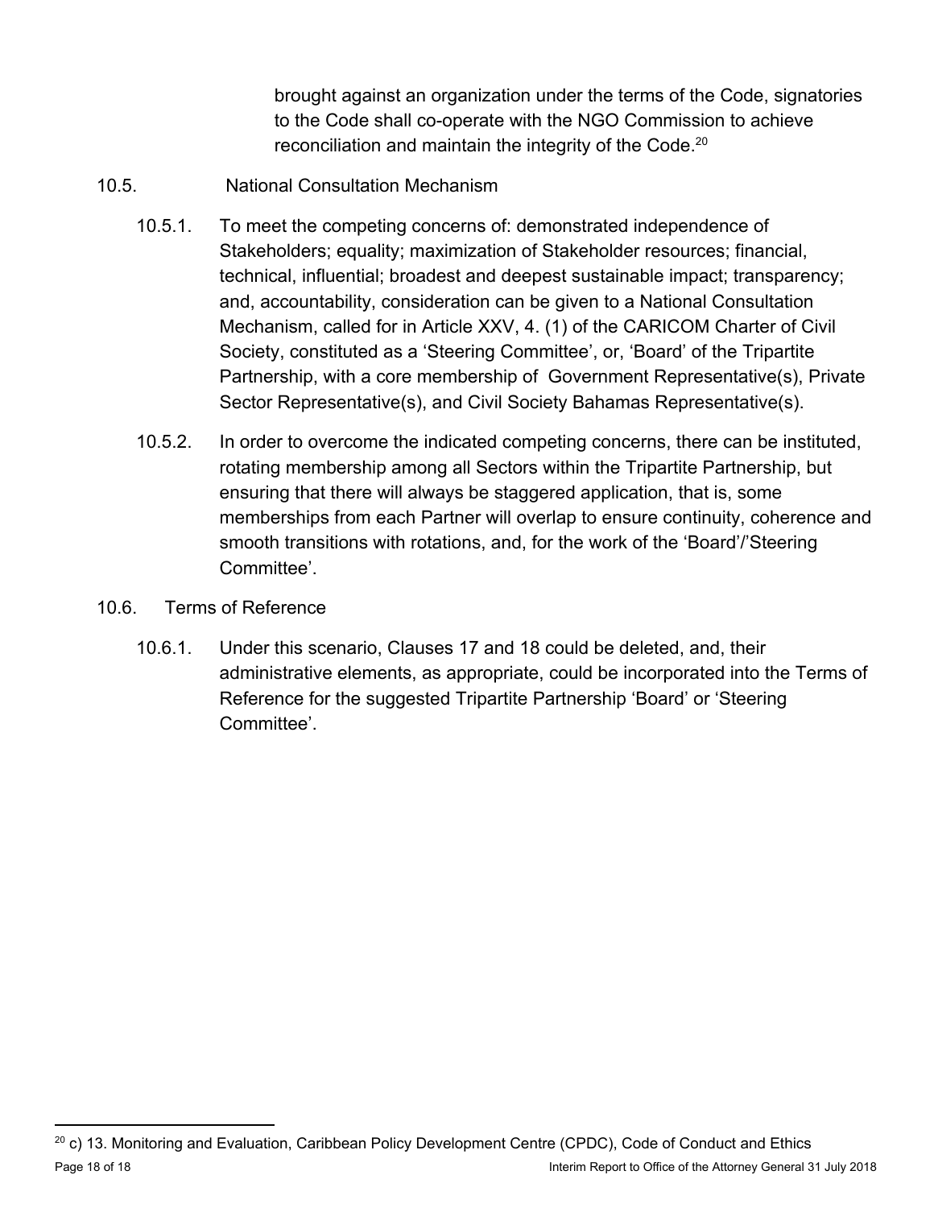brought against an organization under the terms of the Code, signatories to the Code shall co-operate with the NGO Commission to achieve reconciliation and maintain the integrity of the Code.[20]

10.5. National Consultation Mechanism

10.5.1. To meet the competing concerns of: demonstrated independence of Stakeholders; equality; maximization of Stakeholder resources; financial, technical, influential; broadest and deepest sustainable impact; transparency; and, accountability, consideration can be given to a National Consultation Mechanism, called for in Article XXV, 4. (1) of the CARICOM Charter of Civil Society, constituted as a 'Steering Committee', or, 'Board' of the Tripartite Partnership, with a core membership of Government Representative(s), Private Sector Representative(s), and Civil Society Bahamas Representative(s).

10.5.2. In order to overcome the indicated competing concerns, there can be instituted, rotating membership among all Sectors within the Tripartite Partnership, but ensuring that there will always be staggered application, that is, some memberships from each Partner will overlap to ensure continuity, coherence and smooth transitions with rotations, and, for the work of the 'Board'/'Steering Committee'.

10.6. Terms of Reference

10.6.1. Under this scenario, Clauses 17 and 18 could be deleted, and, their administrative elements, as appropriate, could be incorporated into the Terms of Reference for the suggested Tripartite Partnership 'Board' or 'Steering Committee'.

---

[20] c) 13. Monitoring and Evaluation, Caribbean Policy Development Centre (CPDC), Code of Conduct and Ethics